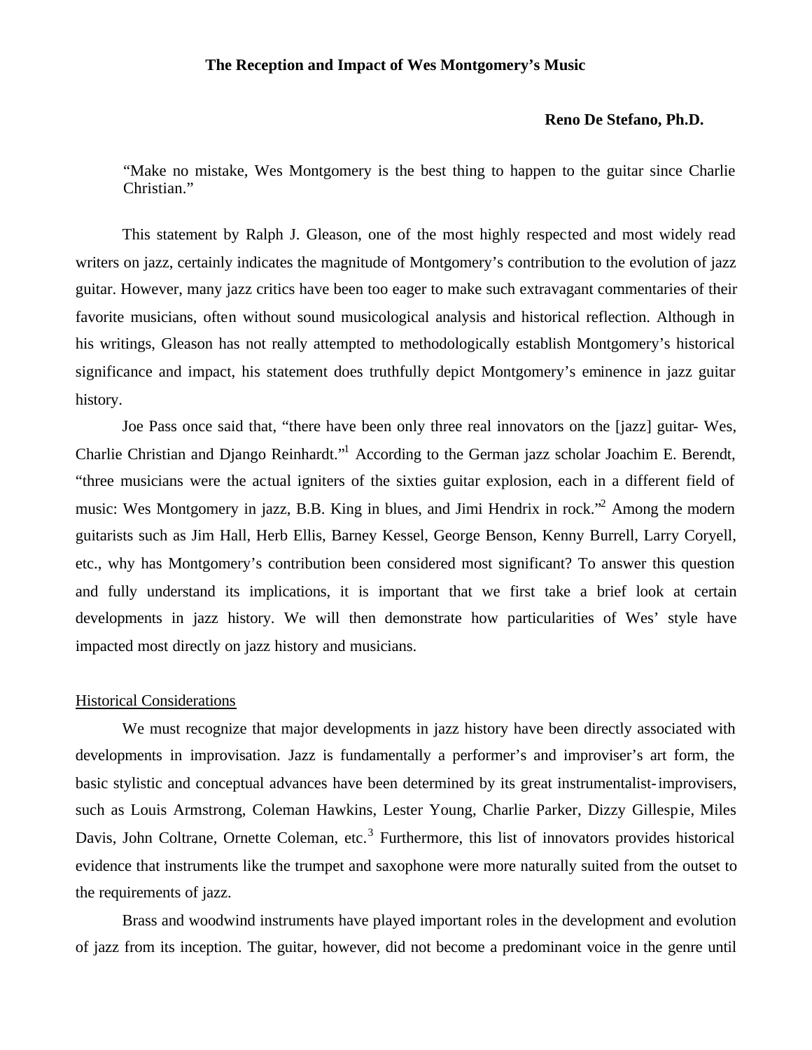**The Reception and Impact of Wes Montgomery's Music**

**Reno De Stefano, Ph.D.**

> "Make no mistake, Wes Montgomery is the best thing to happen to the guitar since Charlie Christian."

This statement by Ralph J. Gleason, one of the most highly respected and most widely read writers on jazz, certainly indicates the magnitude of Montgomery's contribution to the evolution of jazz guitar. However, many jazz critics have been too eager to make such extravagant commentaries of their favorite musicians, often without sound musicological analysis and historical reflection. Although in his writings, Gleason has not really attempted to methodologically establish Montgomery's historical significance and impact, his statement does truthfully depict Montgomery's eminence in jazz guitar history.

Joe Pass once said that, "there have been only three real innovators on the [jazz] guitar- Wes, Charlie Christian and Django Reinhardt."[1] According to the German jazz scholar Joachim E. Berendt, "three musicians were the actual igniters of the sixties guitar explosion, each in a different field of music: Wes Montgomery in jazz, B.B. King in blues, and Jimi Hendrix in rock."[2] Among the modern guitarists such as Jim Hall, Herb Ellis, Barney Kessel, George Benson, Kenny Burrell, Larry Coryell, etc., why has Montgomery's contribution been considered most significant? To answer this question and fully understand its implications, it is important that we first take a brief look at certain developments in jazz history. We will then demonstrate how particularities of Wes' style have impacted most directly on jazz history and musicians.

## Historical Considerations

We must recognize that major developments in jazz history have been directly associated with developments in improvisation. Jazz is fundamentally a performer's and improviser's art form, the basic stylistic and conceptual advances have been determined by its great instrumentalist-improvisers, such as Louis Armstrong, Coleman Hawkins, Lester Young, Charlie Parker, Dizzy Gillespie, Miles Davis, John Coltrane, Ornette Coleman, etc.[3] Furthermore, this list of innovators provides historical evidence that instruments like the trumpet and saxophone were more naturally suited from the outset to the requirements of jazz.

Brass and woodwind instruments have played important roles in the development and evolution of jazz from its inception. The guitar, however, did not become a predominant voice in the genre until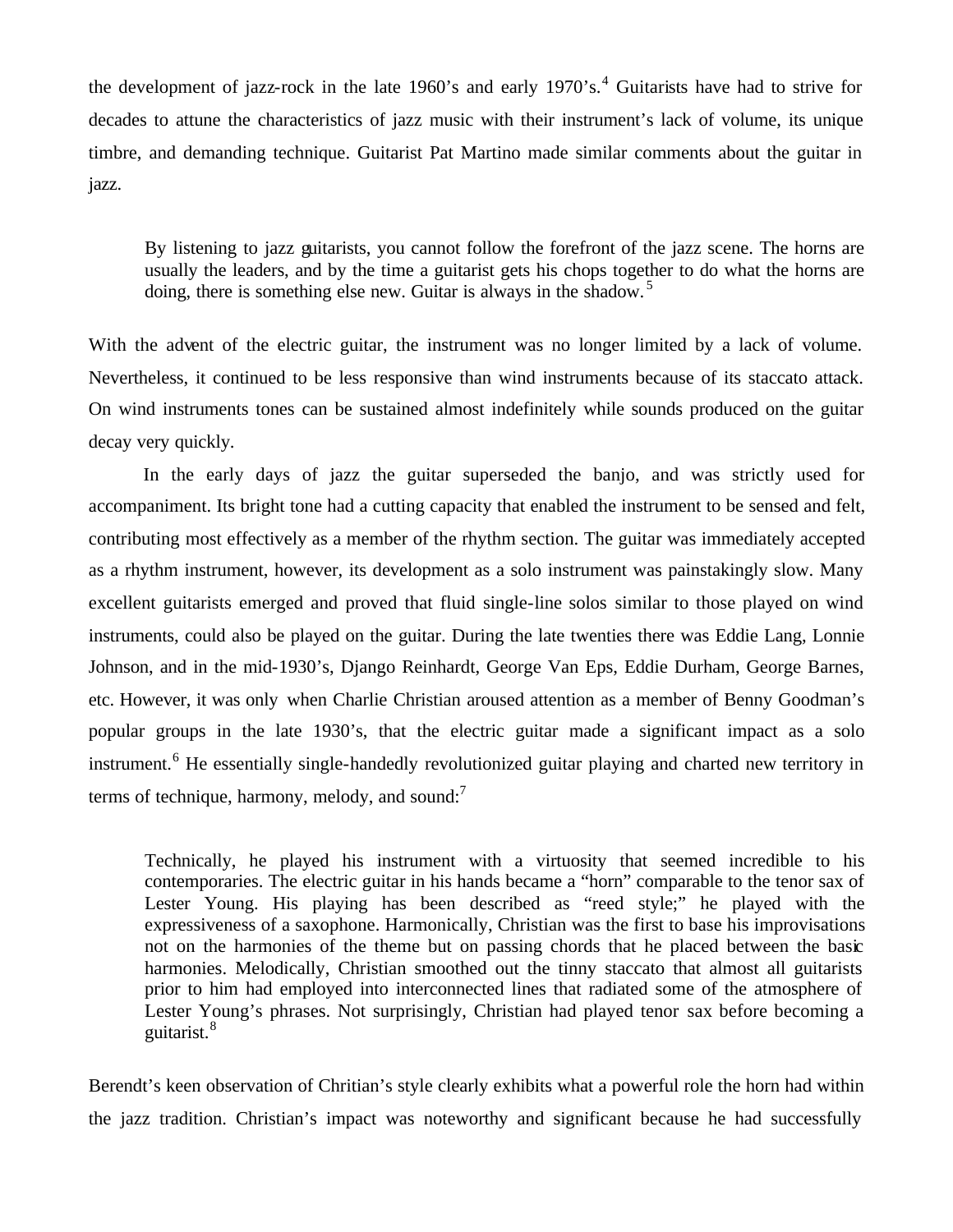the development of jazz-rock in the late 1960's and early 1970's.[4] Guitarists have had to strive for decades to attune the characteristics of jazz music with their instrument's lack of volume, its unique timbre, and demanding technique. Guitarist Pat Martino made similar comments about the guitar in jazz.

> By listening to jazz guitarists, you cannot follow the forefront of the jazz scene. The horns are usually the leaders, and by the time a guitarist gets his chops together to do what the horns are doing, there is something else new. Guitar is always in the shadow.[5]

With the advent of the electric guitar, the instrument was no longer limited by a lack of volume. Nevertheless, it continued to be less responsive than wind instruments because of its staccato attack. On wind instruments tones can be sustained almost indefinitely while sounds produced on the guitar decay very quickly.

In the early days of jazz the guitar superseded the banjo, and was strictly used for accompaniment. Its bright tone had a cutting capacity that enabled the instrument to be sensed and felt, contributing most effectively as a member of the rhythm section. The guitar was immediately accepted as a rhythm instrument, however, its development as a solo instrument was painstakingly slow. Many excellent guitarists emerged and proved that fluid single-line solos similar to those played on wind instruments, could also be played on the guitar. During the late twenties there was Eddie Lang, Lonnie Johnson, and in the mid-1930's, Django Reinhardt, George Van Eps, Eddie Durham, George Barnes, etc. However, it was only when Charlie Christian aroused attention as a member of Benny Goodman's popular groups in the late 1930's, that the electric guitar made a significant impact as a solo instrument.[6] He essentially single-handedly revolutionized guitar playing and charted new territory in terms of technique, harmony, melody, and sound:[7]

> Technically, he played his instrument with a virtuosity that seemed incredible to his contemporaries. The electric guitar in his hands became a "horn" comparable to the tenor sax of Lester Young. His playing has been described as "reed style;" he played with the expressiveness of a saxophone. Harmonically, Christian was the first to base his improvisations not on the harmonies of the theme but on passing chords that he placed between the basic harmonies. Melodically, Christian smoothed out the tinny staccato that almost all guitarists prior to him had employed into interconnected lines that radiated some of the atmosphere of Lester Young's phrases. Not surprisingly, Christian had played tenor sax before becoming a guitarist.[8]

Berendt's keen observation of Chritian's style clearly exhibits what a powerful role the horn had within the jazz tradition. Christian's impact was noteworthy and significant because he had successfully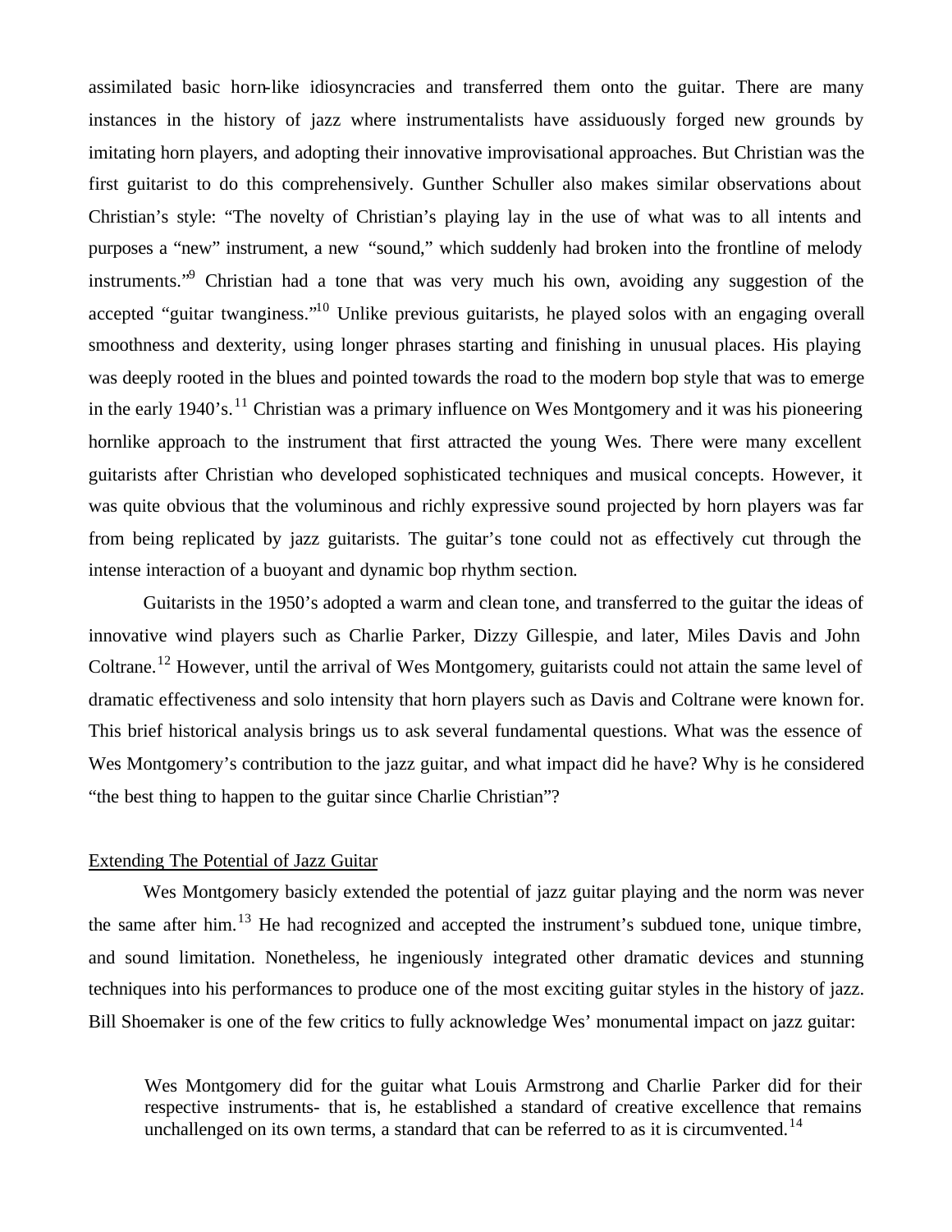assimilated basic horn-like idiosyncracies and transferred them onto the guitar. There are many instances in the history of jazz where instrumentalists have assiduously forged new grounds by imitating horn players, and adopting their innovative improvisational approaches. But Christian was the first guitarist to do this comprehensively. Gunther Schuller also makes similar observations about Christian's style: "The novelty of Christian's playing lay in the use of what was to all intents and purposes a "new" instrument, a new "sound," which suddenly had broken into the frontline of melody instruments."[9] Christian had a tone that was very much his own, avoiding any suggestion of the accepted "guitar twanginess."[10] Unlike previous guitarists, he played solos with an engaging overall smoothness and dexterity, using longer phrases starting and finishing in unusual places. His playing was deeply rooted in the blues and pointed towards the road to the modern bop style that was to emerge in the early 1940's.[11] Christian was a primary influence on Wes Montgomery and it was his pioneering hornlike approach to the instrument that first attracted the young Wes. There were many excellent guitarists after Christian who developed sophisticated techniques and musical concepts. However, it was quite obvious that the voluminous and richly expressive sound projected by horn players was far from being replicated by jazz guitarists. The guitar's tone could not as effectively cut through the intense interaction of a buoyant and dynamic bop rhythm section.

Guitarists in the 1950's adopted a warm and clean tone, and transferred to the guitar the ideas of innovative wind players such as Charlie Parker, Dizzy Gillespie, and later, Miles Davis and John Coltrane.[12] However, until the arrival of Wes Montgomery, guitarists could not attain the same level of dramatic effectiveness and solo intensity that horn players such as Davis and Coltrane were known for. This brief historical analysis brings us to ask several fundamental questions. What was the essence of Wes Montgomery's contribution to the jazz guitar, and what impact did he have? Why is he considered "the best thing to happen to the guitar since Charlie Christian"?

## Extending The Potential of Jazz Guitar

Wes Montgomery basicly extended the potential of jazz guitar playing and the norm was never the same after him.[13] He had recognized and accepted the instrument's subdued tone, unique timbre, and sound limitation. Nonetheless, he ingeniously integrated other dramatic devices and stunning techniques into his performances to produce one of the most exciting guitar styles in the history of jazz. Bill Shoemaker is one of the few critics to fully acknowledge Wes' monumental impact on jazz guitar:

> Wes Montgomery did for the guitar what Louis Armstrong and Charlie Parker did for their respective instruments- that is, he established a standard of creative excellence that remains unchallenged on its own terms, a standard that can be referred to as it is circumvented.[14]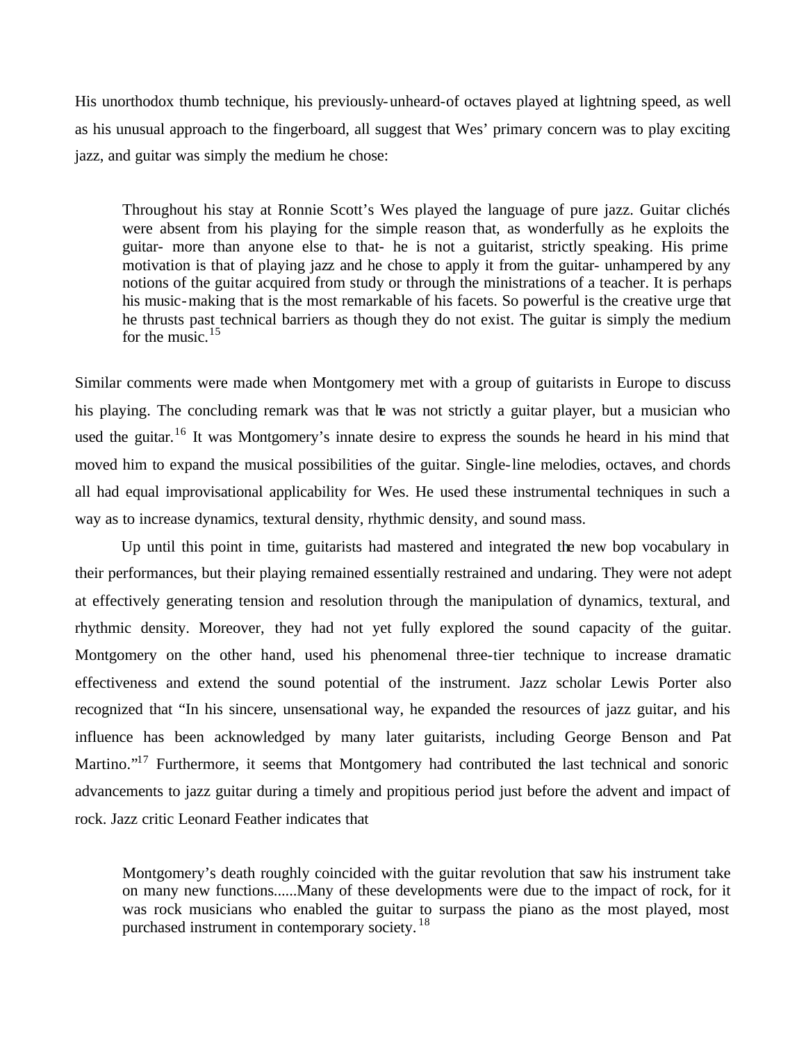His unorthodox thumb technique, his previously-unheard-of octaves played at lightning speed, as well as his unusual approach to the fingerboard, all suggest that Wes' primary concern was to play exciting jazz, and guitar was simply the medium he chose:

> Throughout his stay at Ronnie Scott's Wes played the language of pure jazz. Guitar clichés were absent from his playing for the simple reason that, as wonderfully as he exploits the guitar- more than anyone else to that- he is not a guitarist, strictly speaking. His prime motivation is that of playing jazz and he chose to apply it from the guitar- unhampered by any notions of the guitar acquired from study or through the ministrations of a teacher. It is perhaps his music-making that is the most remarkable of his facets. So powerful is the creative urge that he thrusts past technical barriers as though they do not exist. The guitar is simply the medium for the music.[15]

Similar comments were made when Montgomery met with a group of guitarists in Europe to discuss his playing. The concluding remark was that he was not strictly a guitar player, but a musician who used the guitar.[16] It was Montgomery's innate desire to express the sounds he heard in his mind that moved him to expand the musical possibilities of the guitar. Single-line melodies, octaves, and chords all had equal improvisational applicability for Wes. He used these instrumental techniques in such a way as to increase dynamics, textural density, rhythmic density, and sound mass.

Up until this point in time, guitarists had mastered and integrated the new bop vocabulary in their performances, but their playing remained essentially restrained and undaring. They were not adept at effectively generating tension and resolution through the manipulation of dynamics, textural, and rhythmic density. Moreover, they had not yet fully explored the sound capacity of the guitar. Montgomery on the other hand, used his phenomenal three-tier technique to increase dramatic effectiveness and extend the sound potential of the instrument. Jazz scholar Lewis Porter also recognized that "In his sincere, unsensational way, he expanded the resources of jazz guitar, and his influence has been acknowledged by many later guitarists, including George Benson and Pat Martino."[17] Furthermore, it seems that Montgomery had contributed the last technical and sonoric advancements to jazz guitar during a timely and propitious period just before the advent and impact of rock. Jazz critic Leonard Feather indicates that

> Montgomery's death roughly coincided with the guitar revolution that saw his instrument take on many new functions......Many of these developments were due to the impact of rock, for it was rock musicians who enabled the guitar to surpass the piano as the most played, most purchased instrument in contemporary society.[18]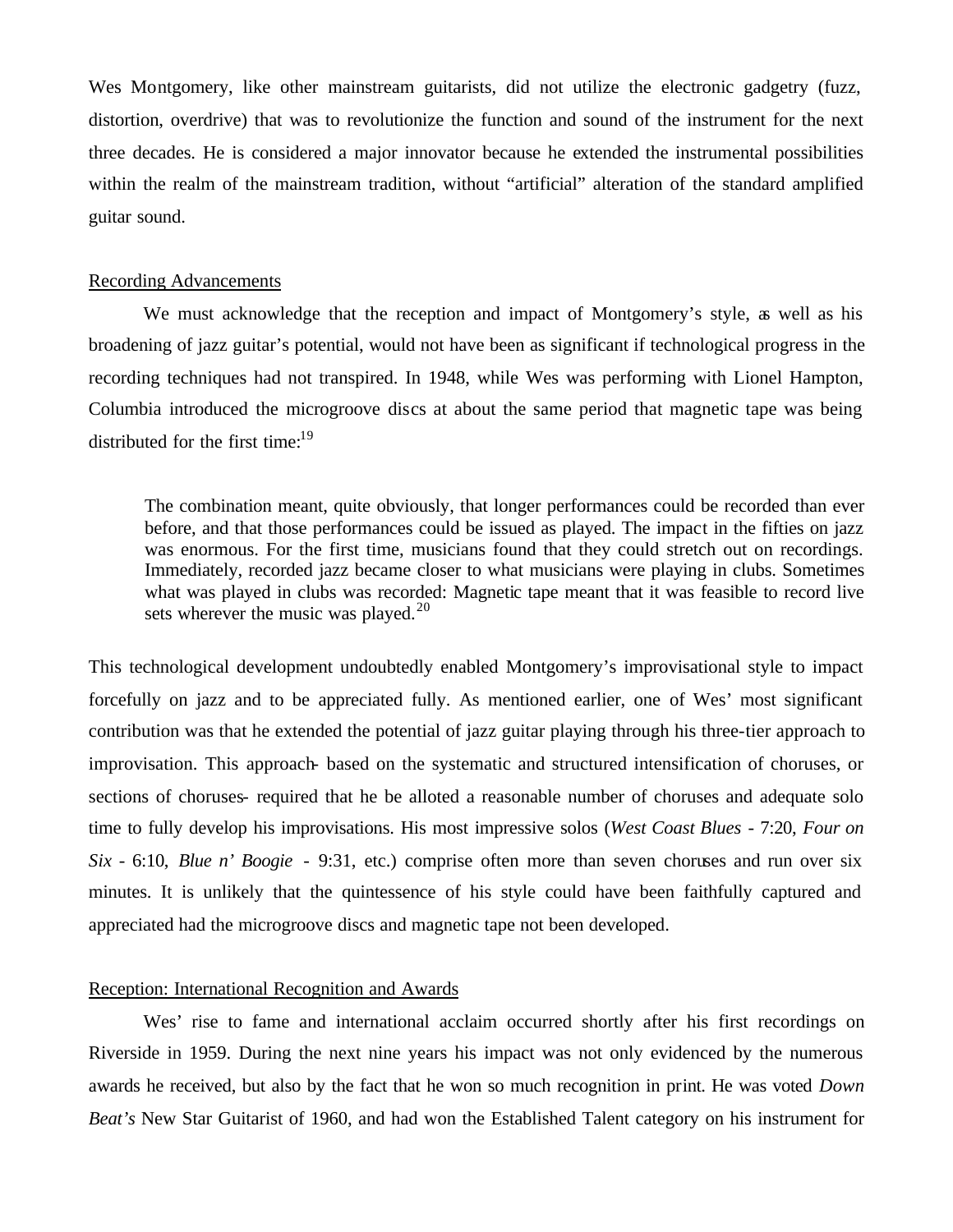Wes Montgomery, like other mainstream guitarists, did not utilize the electronic gadgetry (fuzz, distortion, overdrive) that was to revolutionize the function and sound of the instrument for the next three decades. He is considered a major innovator because he extended the instrumental possibilities within the realm of the mainstream tradition, without "artificial" alteration of the standard amplified guitar sound.

## Recording Advancements

We must acknowledge that the reception and impact of Montgomery's style, as well as his broadening of jazz guitar's potential, would not have been as significant if technological progress in the recording techniques had not transpired. In 1948, while Wes was performing with Lionel Hampton, Columbia introduced the microgroove discs at about the same period that magnetic tape was being distributed for the first time:[19]

> The combination meant, quite obviously, that longer performances could be recorded than ever before, and that those performances could be issued as played. The impact in the fifties on jazz was enormous. For the first time, musicians found that they could stretch out on recordings. Immediately, recorded jazz became closer to what musicians were playing in clubs. Sometimes what was played in clubs was recorded: Magnetic tape meant that it was feasible to record live sets wherever the music was played.[20]

This technological development undoubtedly enabled Montgomery's improvisational style to impact forcefully on jazz and to be appreciated fully. As mentioned earlier, one of Wes' most significant contribution was that he extended the potential of jazz guitar playing through his three-tier approach to improvisation. This approach- based on the systematic and structured intensification of choruses, or sections of choruses- required that he be alloted a reasonable number of choruses and adequate solo time to fully develop his improvisations. His most impressive solos (*West Coast Blues* - 7:20, *Four on Six* - 6:10, *Blue n' Boogie* - 9:31, etc.) comprise often more than seven choruses and run over six minutes. It is unlikely that the quintessence of his style could have been faithfully captured and appreciated had the microgroove discs and magnetic tape not been developed.

## Reception: International Recognition and Awards

Wes' rise to fame and international acclaim occurred shortly after his first recordings on Riverside in 1959. During the next nine years his impact was not only evidenced by the numerous awards he received, but also by the fact that he won so much recognition in print. He was voted *Down Beat's* New Star Guitarist of 1960, and had won the Established Talent category on his instrument for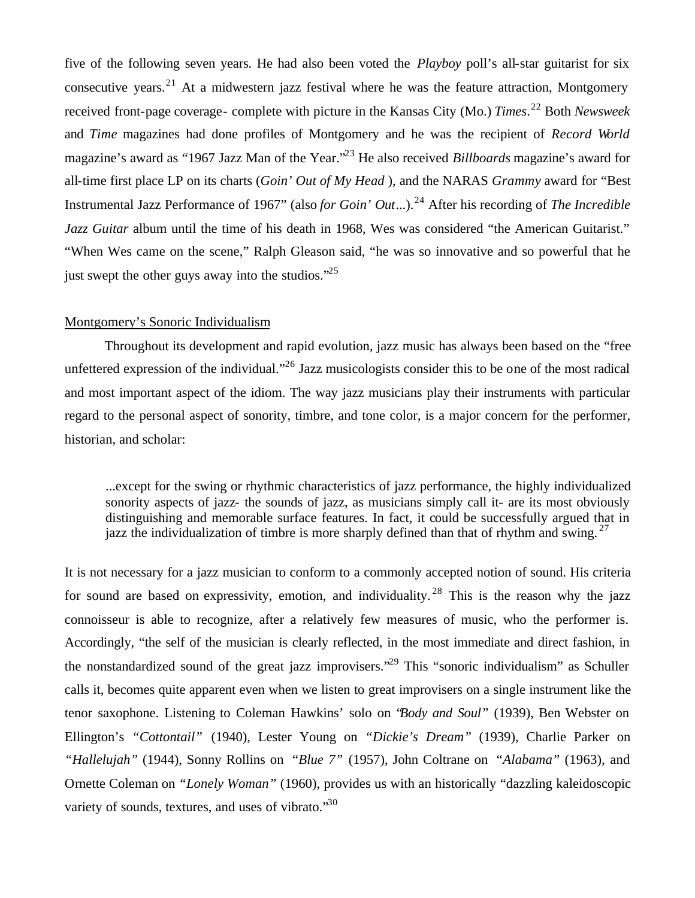five of the following seven years. He had also been voted the *Playboy* poll's all-star guitarist for six consecutive years.[21] At a midwestern jazz festival where he was the feature attraction, Montgomery received front-page coverage- complete with picture in the Kansas City (Mo.) *Times*.[22] Both *Newsweek* and *Time* magazines had done profiles of Montgomery and he was the recipient of *Record World* magazine's award as "1967 Jazz Man of the Year."[23] He also received *Billboards* magazine's award for all-time first place LP on its charts (*Goin' Out of My Head* ), and the NARAS *Grammy* award for "Best Instrumental Jazz Performance of 1967" (also *for Goin' Out*...).[24] After his recording of *The Incredible Jazz Guitar* album until the time of his death in 1968, Wes was considered "the American Guitarist." "When Wes came on the scene," Ralph Gleason said, "he was so innovative and so powerful that he just swept the other guys away into the studios."[25]

<u>Montgomery's Sonoric Individualism</u>

Throughout its development and rapid evolution, jazz music has always been based on the "free unfettered expression of the individual."[26] Jazz musicologists consider this to be one of the most radical and most important aspect of the idiom. The way jazz musicians play their instruments with particular regard to the personal aspect of sonority, timbre, and tone color, is a major concern for the performer, historian, and scholar:

> ...except for the swing or rhythmic characteristics of jazz performance, the highly individualized sonority aspects of jazz- the sounds of jazz, as musicians simply call it- are its most obviously distinguishing and memorable surface features. In fact, it could be successfully argued that in jazz the individualization of timbre is more sharply defined than that of rhythm and swing.[27]

It is not necessary for a jazz musician to conform to a commonly accepted notion of sound. His criteria for sound are based on expressivity, emotion, and individuality.[28] This is the reason why the jazz connoisseur is able to recognize, after a relatively few measures of music, who the performer is. Accordingly, "the self of the musician is clearly reflected, in the most immediate and direct fashion, in the nonstandardized sound of the great jazz improvisers."[29] This "sonoric individualism" as Schuller calls it, becomes quite apparent even when we listen to great improvisers on a single instrument like the tenor saxophone. Listening to Coleman Hawkins' solo on "*Body and Soul*" (1939), Ben Webster on Ellington's "*Cottontail*" (1940), Lester Young on "*Dickie's Dream*" (1939), Charlie Parker on "*Hallelujah*" (1944), Sonny Rollins on "*Blue 7*" (1957), John Coltrane on "*Alabama*" (1963), and Ornette Coleman on "*Lonely Woman*" (1960), provides us with an historically "dazzling kaleidoscopic variety of sounds, textures, and uses of vibrato."[30]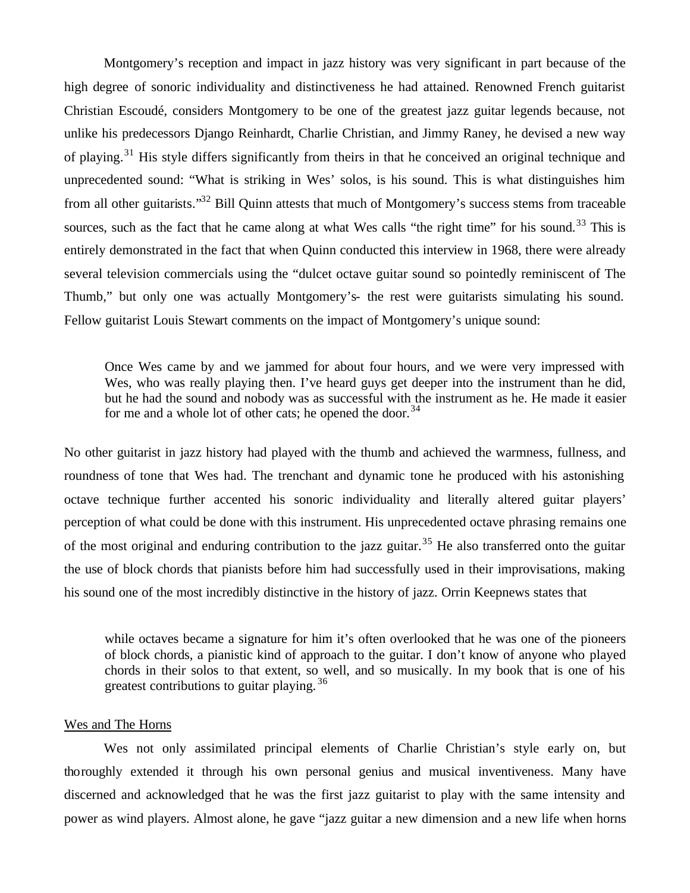Montgomery's reception and impact in jazz history was very significant in part because of the high degree of sonoric individuality and distinctiveness he had attained. Renowned French guitarist Christian Escoudé, considers Montgomery to be one of the greatest jazz guitar legends because, not unlike his predecessors Django Reinhardt, Charlie Christian, and Jimmy Raney, he devised a new way of playing.[31] His style differs significantly from theirs in that he conceived an original technique and unprecedented sound: "What is striking in Wes' solos, is his sound. This is what distinguishes him from all other guitarists."[32] Bill Quinn attests that much of Montgomery's success stems from traceable sources, such as the fact that he came along at what Wes calls "the right time" for his sound.[33] This is entirely demonstrated in the fact that when Quinn conducted this interview in 1968, there were already several television commercials using the "dulcet octave guitar sound so pointedly reminiscent of The Thumb," but only one was actually Montgomery's- the rest were guitarists simulating his sound. Fellow guitarist Louis Stewart comments on the impact of Montgomery's unique sound:

> Once Wes came by and we jammed for about four hours, and we were very impressed with Wes, who was really playing then. I've heard guys get deeper into the instrument than he did, but he had the sound and nobody was as successful with the instrument as he. He made it easier for me and a whole lot of other cats; he opened the door.[34]

No other guitarist in jazz history had played with the thumb and achieved the warmness, fullness, and roundness of tone that Wes had. The trenchant and dynamic tone he produced with his astonishing octave technique further accented his sonoric individuality and literally altered guitar players' perception of what could be done with this instrument. His unprecedented octave phrasing remains one of the most original and enduring contribution to the jazz guitar.[35] He also transferred onto the guitar the use of block chords that pianists before him had successfully used in their improvisations, making his sound one of the most incredibly distinctive in the history of jazz. Orrin Keepnews states that

> while octaves became a signature for him it's often overlooked that he was one of the pioneers of block chords, a pianistic kind of approach to the guitar. I don't know of anyone who played chords in their solos to that extent, so well, and so musically. In my book that is one of his greatest contributions to guitar playing.[36]

<u>Wes and The Horns</u>

Wes not only assimilated principal elements of Charlie Christian's style early on, but thoroughly extended it through his own personal genius and musical inventiveness. Many have discerned and acknowledged that he was the first jazz guitarist to play with the same intensity and power as wind players. Almost alone, he gave "jazz guitar a new dimension and a new life when horns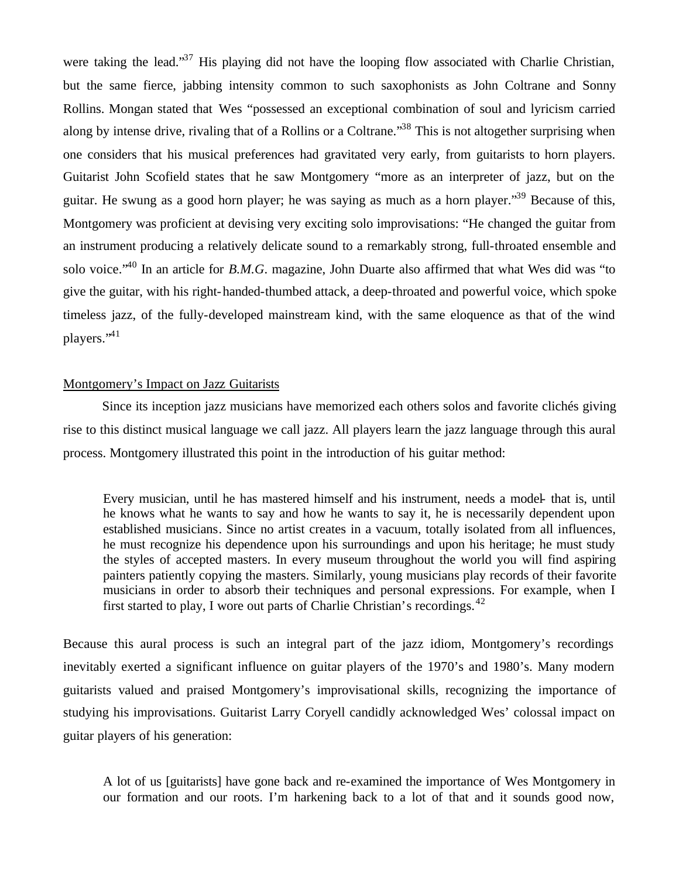were taking the lead."[37] His playing did not have the looping flow associated with Charlie Christian, but the same fierce, jabbing intensity common to such saxophonists as John Coltrane and Sonny Rollins. Mongan stated that Wes "possessed an exceptional combination of soul and lyricism carried along by intense drive, rivaling that of a Rollins or a Coltrane."[38] This is not altogether surprising when one considers that his musical preferences had gravitated very early, from guitarists to horn players. Guitarist John Scofield states that he saw Montgomery "more as an interpreter of jazz, but on the guitar. He swung as a good horn player; he was saying as much as a horn player."[39] Because of this, Montgomery was proficient at devising very exciting solo improvisations: "He changed the guitar from an instrument producing a relatively delicate sound to a remarkably strong, full-throated ensemble and solo voice."[40] In an article for *B.M.G.* magazine, John Duarte also affirmed that what Wes did was "to give the guitar, with his right-handed-thumbed attack, a deep-throated and powerful voice, which spoke timeless jazz, of the fully-developed mainstream kind, with the same eloquence as that of the wind players."[41]

<u>Montgomery's Impact on Jazz Guitarists</u>

Since its inception jazz musicians have memorized each others solos and favorite clichés giving rise to this distinct musical language we call jazz. All players learn the jazz language through this aural process. Montgomery illustrated this point in the introduction of his guitar method:

> Every musician, until he has mastered himself and his instrument, needs a model- that is, until he knows what he wants to say and how he wants to say it, he is necessarily dependent upon established musicians. Since no artist creates in a vacuum, totally isolated from all influences, he must recognize his dependence upon his surroundings and upon his heritage; he must study the styles of accepted masters. In every museum throughout the world you will find aspiring painters patiently copying the masters. Similarly, young musicians play records of their favorite musicians in order to absorb their techniques and personal expressions. For example, when I first started to play, I wore out parts of Charlie Christian's recordings.[42]

Because this aural process is such an integral part of the jazz idiom, Montgomery's recordings inevitably exerted a significant influence on guitar players of the 1970's and 1980's. Many modern guitarists valued and praised Montgomery's improvisational skills, recognizing the importance of studying his improvisations. Guitarist Larry Coryell candidly acknowledged Wes' colossal impact on guitar players of his generation:

> A lot of us [guitarists] have gone back and re-examined the importance of Wes Montgomery in our formation and our roots. I'm harkening back to a lot of that and it sounds good now,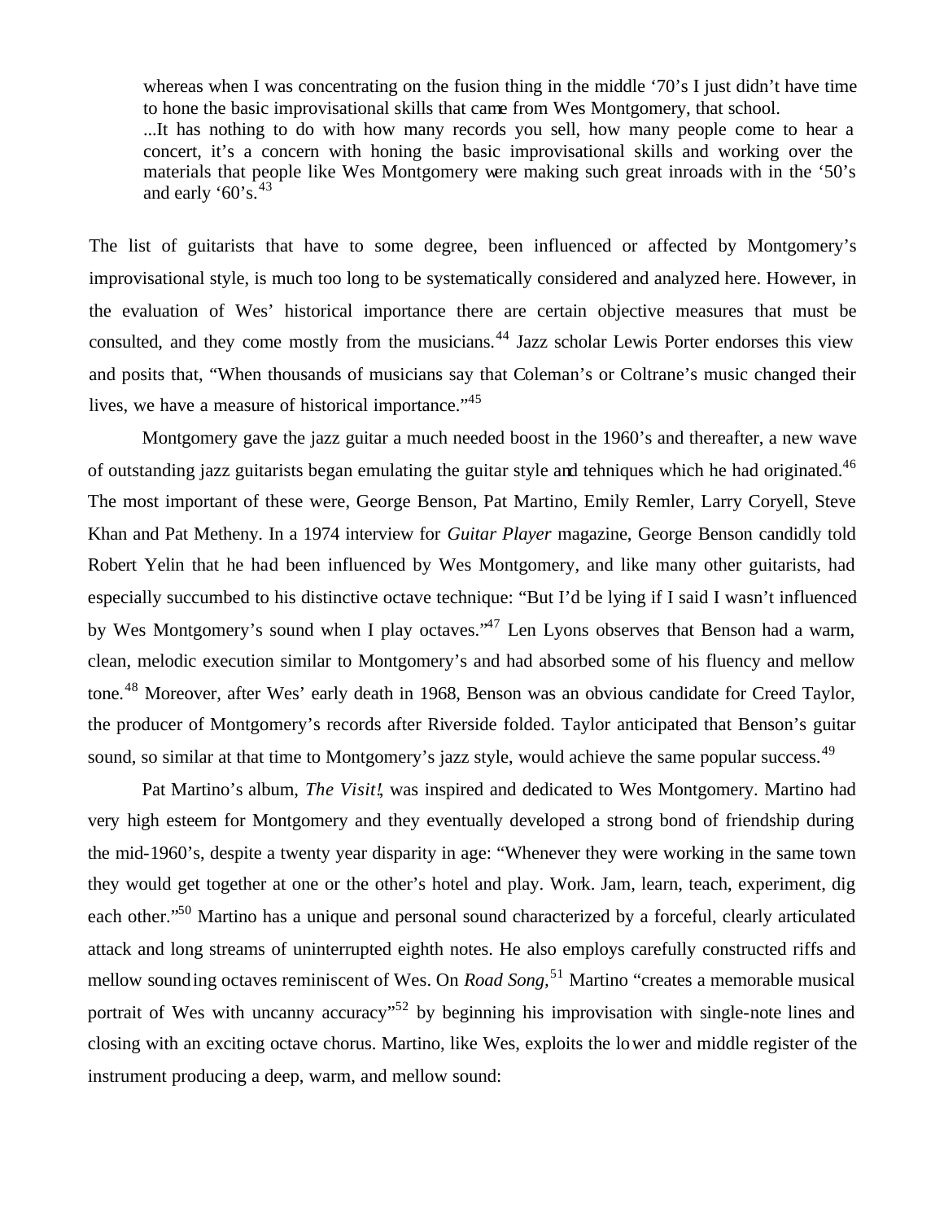> whereas when I was concentrating on the fusion thing in the middle '70's I just didn't have time to hone the basic improvisational skills that came from Wes Montgomery, that school.
> ...It has nothing to do with how many records you sell, how many people come to hear a concert, it's a concern with honing the basic improvisational skills and working over the materials that people like Wes Montgomery were making such great inroads with in the '50's and early '60's.[43]

The list of guitarists that have to some degree, been influenced or affected by Montgomery's improvisational style, is much too long to be systematically considered and analyzed here. However, in the evaluation of Wes' historical importance there are certain objective measures that must be consulted, and they come mostly from the musicians.[44] Jazz scholar Lewis Porter endorses this view and posits that, "When thousands of musicians say that Coleman's or Coltrane's music changed their lives, we have a measure of historical importance."[45]

Montgomery gave the jazz guitar a much needed boost in the 1960's and thereafter, a new wave of outstanding jazz guitarists began emulating the guitar style and tehniques which he had originated.[46] The most important of these were, George Benson, Pat Martino, Emily Remler, Larry Coryell, Steve Khan and Pat Metheny. In a 1974 interview for *Guitar Player* magazine, George Benson candidly told Robert Yelin that he had been influenced by Wes Montgomery, and like many other guitarists, had especially succumbed to his distinctive octave technique: "But I'd be lying if I said I wasn't influenced by Wes Montgomery's sound when I play octaves."[47] Len Lyons observes that Benson had a warm, clean, melodic execution similar to Montgomery's and had absorbed some of his fluency and mellow tone.[48] Moreover, after Wes' early death in 1968, Benson was an obvious candidate for Creed Taylor, the producer of Montgomery's records after Riverside folded. Taylor anticipated that Benson's guitar sound, so similar at that time to Montgomery's jazz style, would achieve the same popular success.[49]

Pat Martino's album, *The Visit!*, was inspired and dedicated to Wes Montgomery. Martino had very high esteem for Montgomery and they eventually developed a strong bond of friendship during the mid-1960's, despite a twenty year disparity in age: "Whenever they were working in the same town they would get together at one or the other's hotel and play. Work. Jam, learn, teach, experiment, dig each other."[50] Martino has a unique and personal sound characterized by a forceful, clearly articulated attack and long streams of uninterrupted eighth notes. He also employs carefully constructed riffs and mellow sounding octaves reminiscent of Wes. On *Road Song,*[51] Martino "creates a memorable musical portrait of Wes with uncanny accuracy"[52] by beginning his improvisation with single-note lines and closing with an exciting octave chorus. Martino, like Wes, exploits the lower and middle register of the instrument producing a deep, warm, and mellow sound: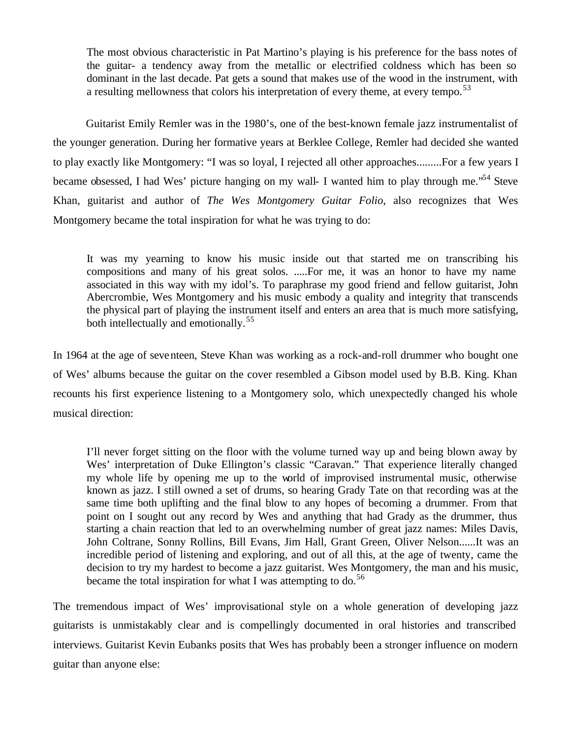> The most obvious characteristic in Pat Martino's playing is his preference for the bass notes of the guitar- a tendency away from the metallic or electrified coldness which has been so dominant in the last decade. Pat gets a sound that makes use of the wood in the instrument, with a resulting mellowness that colors his interpretation of every theme, at every tempo.[53]

Guitarist Emily Remler was in the 1980's, one of the best-known female jazz instrumentalist of the younger generation. During her formative years at Berklee College, Remler had decided she wanted to play exactly like Montgomery: "I was so loyal, I rejected all other approaches.........For a few years I became obsessed, I had Wes' picture hanging on my wall- I wanted him to play through me."[54] Steve Khan, guitarist and author of *The Wes Montgomery Guitar Folio,* also recognizes that Wes Montgomery became the total inspiration for what he was trying to do:

> It was my yearning to know his music inside out that started me on transcribing his compositions and many of his great solos. .....For me, it was an honor to have my name associated in this way with my idol's. To paraphrase my good friend and fellow guitarist, John Abercrombie, Wes Montgomery and his music embody a quality and integrity that transcends the physical part of playing the instrument itself and enters an area that is much more satisfying, both intellectually and emotionally.[55]

In 1964 at the age of seventeen, Steve Khan was working as a rock-and-roll drummer who bought one of Wes' albums because the guitar on the cover resembled a Gibson model used by B.B. King. Khan recounts his first experience listening to a Montgomery solo, which unexpectedly changed his whole musical direction:

> I'll never forget sitting on the floor with the volume turned way up and being blown away by Wes' interpretation of Duke Ellington's classic "Caravan." That experience literally changed my whole life by opening me up to the world of improvised instrumental music, otherwise known as jazz. I still owned a set of drums, so hearing Grady Tate on that recording was at the same time both uplifting and the final blow to any hopes of becoming a drummer. From that point on I sought out any record by Wes and anything that had Grady as the drummer, thus starting a chain reaction that led to an overwhelming number of great jazz names: Miles Davis, John Coltrane, Sonny Rollins, Bill Evans, Jim Hall, Grant Green, Oliver Nelson......It was an incredible period of listening and exploring, and out of all this, at the age of twenty, came the decision to try my hardest to become a jazz guitarist. Wes Montgomery, the man and his music, became the total inspiration for what I was attempting to do.[56]

The tremendous impact of Wes' improvisational style on a whole generation of developing jazz guitarists is unmistakably clear and is compellingly documented in oral histories and transcribed interviews. Guitarist Kevin Eubanks posits that Wes has probably been a stronger influence on modern guitar than anyone else: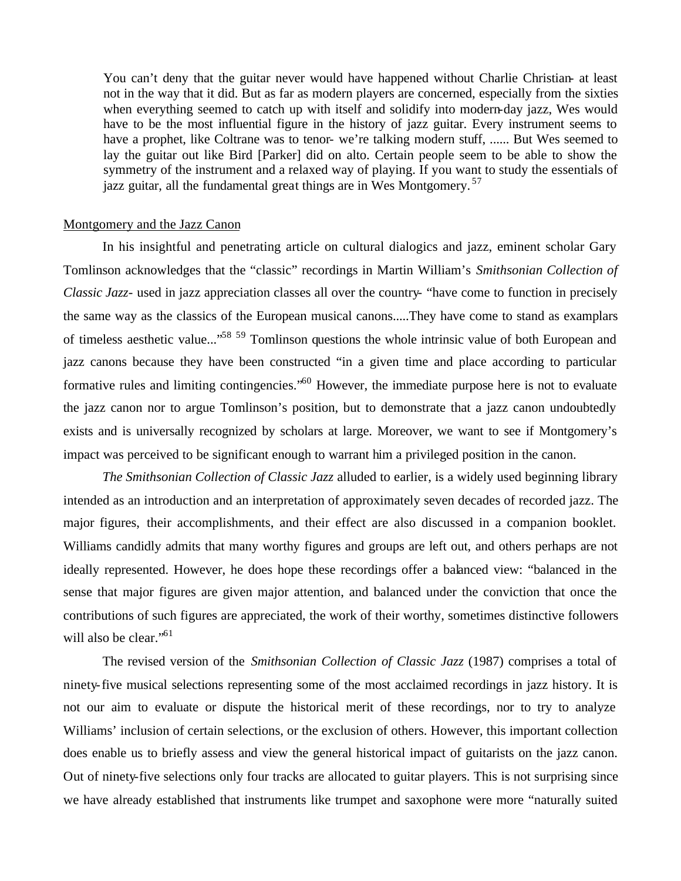> You can't deny that the guitar never would have happened without Charlie Christian- at least not in the way that it did. But as far as modern players are concerned, especially from the sixties when everything seemed to catch up with itself and solidify into modern-day jazz, Wes would have to be the most influential figure in the history of jazz guitar. Every instrument seems to have a prophet, like Coltrane was to tenor- we're talking modern stuff, ...... But Wes seemed to lay the guitar out like Bird [Parker] did on alto. Certain people seem to be able to show the symmetry of the instrument and a relaxed way of playing. If you want to study the essentials of jazz guitar, all the fundamental great things are in Wes Montgomery.[57]

Montgomery and the Jazz Canon

In his insightful and penetrating article on cultural dialogics and jazz, eminent scholar Gary Tomlinson acknowledges that the "classic" recordings in Martin William's *Smithsonian Collection of Classic Jazz*- used in jazz appreciation classes all over the country- "have come to function in precisely the same way as the classics of the European musical canons.....They have come to stand as examplars of timeless aesthetic value..."[58 59] Tomlinson questions the whole intrinsic value of both European and jazz canons because they have been constructed "in a given time and place according to particular formative rules and limiting contingencies."[60] However, the immediate purpose here is not to evaluate the jazz canon nor to argue Tomlinson's position, but to demonstrate that a jazz canon undoubtedly exists and is universally recognized by scholars at large. Moreover, we want to see if Montgomery's impact was perceived to be significant enough to warrant him a privileged position in the canon.

*The Smithsonian Collection of Classic Jazz* alluded to earlier, is a widely used beginning library intended as an introduction and an interpretation of approximately seven decades of recorded jazz. The major figures, their accomplishments, and their effect are also discussed in a companion booklet. Williams candidly admits that many worthy figures and groups are left out, and others perhaps are not ideally represented. However, he does hope these recordings offer a balanced view: "balanced in the sense that major figures are given major attention, and balanced under the conviction that once the contributions of such figures are appreciated, the work of their worthy, sometimes distinctive followers will also be clear."[61]

The revised version of the *Smithsonian Collection of Classic Jazz* (1987) comprises a total of ninety-five musical selections representing some of the most acclaimed recordings in jazz history. It is not our aim to evaluate or dispute the historical merit of these recordings, nor to try to analyze Williams' inclusion of certain selections, or the exclusion of others. However, this important collection does enable us to briefly assess and view the general historical impact of guitarists on the jazz canon. Out of ninety-five selections only four tracks are allocated to guitar players. This is not surprising since we have already established that instruments like trumpet and saxophone were more "naturally suited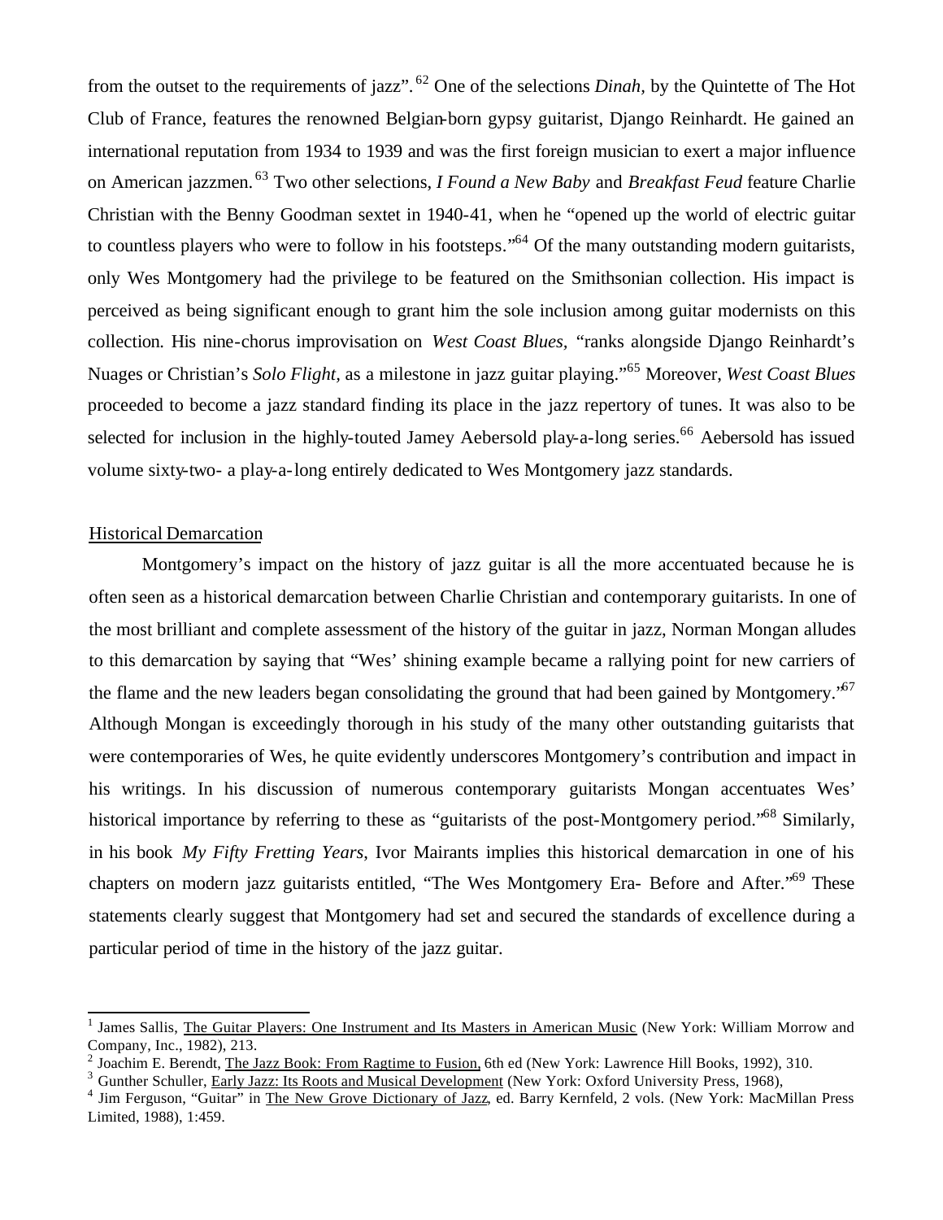from the outset to the requirements of jazz".[62] One of the selections *Dinah,* by the Quintette of The Hot Club of France, features the renowned Belgian-born gypsy guitarist, Django Reinhardt. He gained an international reputation from 1934 to 1939 and was the first foreign musician to exert a major influence on American jazzmen.[63] Two other selections, *I Found a New Baby* and *Breakfast Feud* feature Charlie Christian with the Benny Goodman sextet in 1940-41, when he "opened up the world of electric guitar to countless players who were to follow in his footsteps."[64] Of the many outstanding modern guitarists, only Wes Montgomery had the privilege to be featured on the Smithsonian collection. His impact is perceived as being significant enough to grant him the sole inclusion among guitar modernists on this collection. His nine-chorus improvisation on *West Coast Blues,* "ranks alongside Django Reinhardt's Nuages or Christian's *Solo Flight,* as a milestone in jazz guitar playing."[65] Moreover, *West Coast Blues* proceeded to become a jazz standard finding its place in the jazz repertory of tunes. It was also to be selected for inclusion in the highly-touted Jamey Aebersold play-a-long series.[66] Aebersold has issued volume sixty-two- a play-a-long entirely dedicated to Wes Montgomery jazz standards.

## Historical Demarcation

Montgomery's impact on the history of jazz guitar is all the more accentuated because he is often seen as a historical demarcation between Charlie Christian and contemporary guitarists. In one of the most brilliant and complete assessment of the history of the guitar in jazz, Norman Mongan alludes to this demarcation by saying that "Wes' shining example became a rallying point for new carriers of the flame and the new leaders began consolidating the ground that had been gained by Montgomery."[67] Although Mongan is exceedingly thorough in his study of the many other outstanding guitarists that were contemporaries of Wes, he quite evidently underscores Montgomery's contribution and impact in his writings. In his discussion of numerous contemporary guitarists Mongan accentuates Wes' historical importance by referring to these as "guitarists of the post-Montgomery period."[68] Similarly, in his book *My Fifty Fretting Years,* Ivor Mairants implies this historical demarcation in one of his chapters on modern jazz guitarists entitled, "The Wes Montgomery Era- Before and After."[69] These statements clearly suggest that Montgomery had set and secured the standards of excellence during a particular period of time in the history of the jazz guitar.

---

[1] James Sallis, The Guitar Players: One Instrument and Its Masters in American Music (New York: William Morrow and Company, Inc., 1982), 213.

[2] Joachim E. Berendt, The Jazz Book: From Ragtime to Fusion, 6th ed (New York: Lawrence Hill Books, 1992), 310.

[3] Gunther Schuller, Early Jazz: Its Roots and Musical Development (New York: Oxford University Press, 1968),

[4] Jim Ferguson, "Guitar" in The New Grove Dictionary of Jazz, ed. Barry Kernfeld, 2 vols. (New York: MacMillan Press Limited, 1988), 1:459.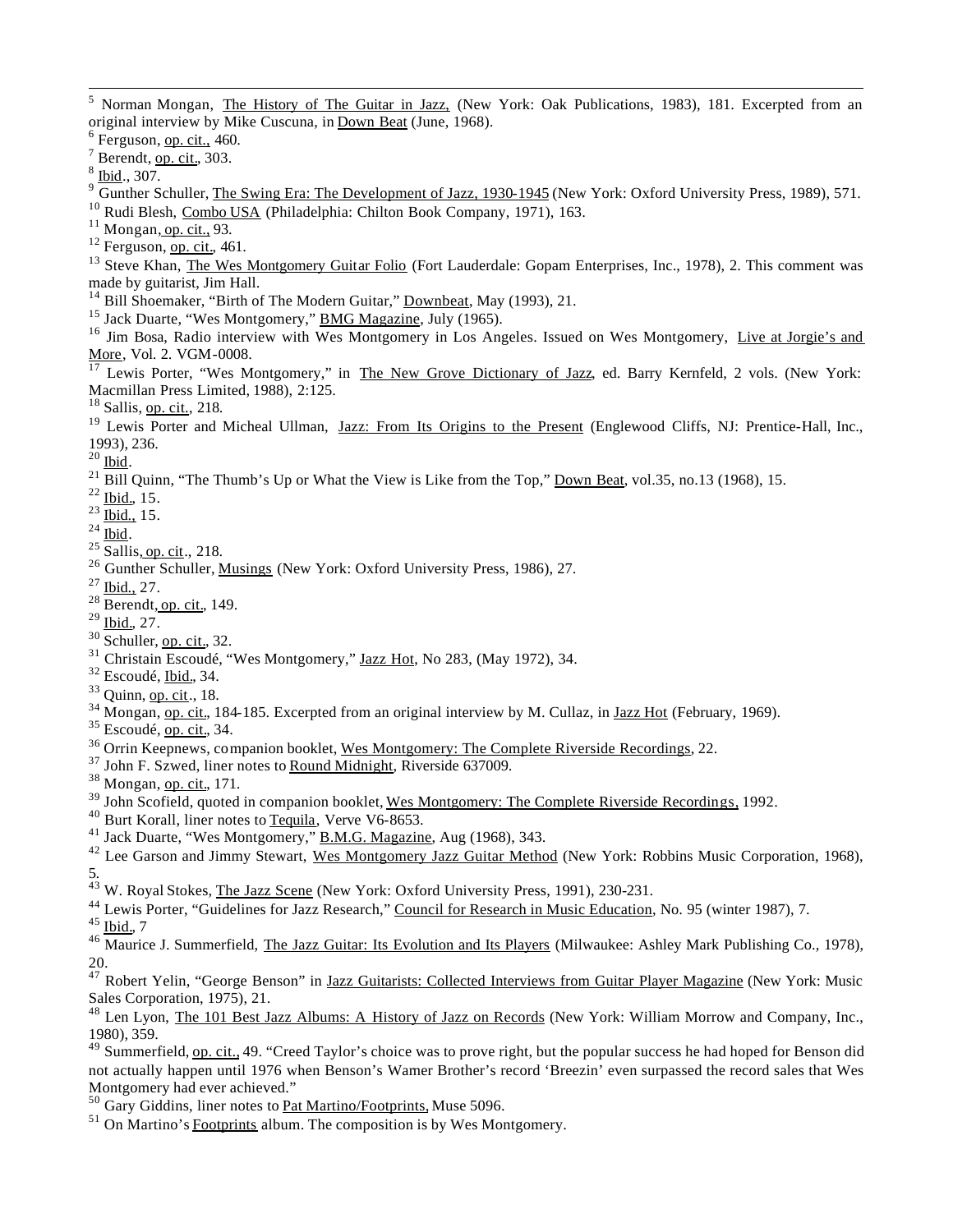[5] Norman Mongan, The History of The Guitar in Jazz, (New York: Oak Publications, 1983), 181. Excerpted from an original interview by Mike Cuscuna, in Down Beat (June, 1968).
[6] Ferguson, op. cit., 460.
[7] Berendt, op. cit., 303.
[8] Ibid., 307.
[9] Gunther Schuller, The Swing Era: The Development of Jazz, 1930-1945 (New York: Oxford University Press, 1989), 571.
[10] Rudi Blesh, Combo USA (Philadelphia: Chilton Book Company, 1971), 163.
[11] Mongan, op. cit., 93.
[12] Ferguson, op. cit., 461.
[13] Steve Khan, The Wes Montgomery Guitar Folio (Fort Lauderdale: Gopam Enterprises, Inc., 1978), 2. This comment was made by guitarist, Jim Hall.
[14] Bill Shoemaker, "Birth of The Modern Guitar," Downbeat, May (1993), 21.
[15] Jack Duarte, "Wes Montgomery," BMG Magazine, July (1965).
[16] Jim Bosa, Radio interview with Wes Montgomery in Los Angeles. Issued on Wes Montgomery, Live at Jorgie's and More, Vol. 2. VGM-0008.
[17] Lewis Porter, "Wes Montgomery," in The New Grove Dictionary of Jazz, ed. Barry Kernfeld, 2 vols. (New York: Macmillan Press Limited, 1988), 2:125.
[18] Sallis, op. cit., 218.
[19] Lewis Porter and Micheal Ullman, Jazz: From Its Origins to the Present (Englewood Cliffs, NJ: Prentice-Hall, Inc., 1993), 236.
[20] Ibid.
[21] Bill Quinn, "The Thumb's Up or What the View is Like from the Top," Down Beat, vol.35, no.13 (1968), 15.
[22] Ibid., 15.
[23] Ibid., 15.
[24] Ibid.
[25] Sallis, op. cit., 218.
[26] Gunther Schuller, Musings (New York: Oxford University Press, 1986), 27.
[27] Ibid., 27.
[28] Berendt, op. cit., 149.
[29] Ibid., 27.
[30] Schuller, op. cit., 32.
[31] Christain Escoudé, "Wes Montgomery," Jazz Hot, No 283, (May 1972), 34.
[32] Escoudé, Ibid., 34.
[33] Quinn, op. cit., 18.
[34] Mongan, op. cit., 184-185. Excerpted from an original interview by M. Cullaz, in Jazz Hot (February, 1969).
[35] Escoudé, op. cit., 34.
[36] Orrin Keepnews, companion booklet, Wes Montgomery: The Complete Riverside Recordings, 22.
[37] John F. Szwed, liner notes to Round Midnight, Riverside 637009.
[38] Mongan, op. cit., 171.
[39] John Scofield, quoted in companion booklet, Wes Montgomery: The Complete Riverside Recordings, 1992.
[40] Burt Korall, liner notes to Tequila, Verve V6-8653.
[41] Jack Duarte, "Wes Montgomery," B.M.G. Magazine, Aug (1968), 343.
[42] Lee Garson and Jimmy Stewart, Wes Montgomery Jazz Guitar Method (New York: Robbins Music Corporation, 1968), 5.
[43] W. Royal Stokes, The Jazz Scene (New York: Oxford University Press, 1991), 230-231.
[44] Lewis Porter, "Guidelines for Jazz Research," Council for Research in Music Education, No. 95 (winter 1987), 7.
[45] Ibid., 7
[46] Maurice J. Summerfield, The Jazz Guitar: Its Evolution and Its Players (Milwaukee: Ashley Mark Publishing Co., 1978), 20.
[47] Robert Yelin, "George Benson" in Jazz Guitarists: Collected Interviews from Guitar Player Magazine (New York: Music Sales Corporation, 1975), 21.
[48] Len Lyon, The 101 Best Jazz Albums: A History of Jazz on Records (New York: William Morrow and Company, Inc., 1980), 359.
[49] Summerfield, op. cit., 49. "Creed Taylor's choice was to prove right, but the popular success he had hoped for Benson did not actually happen until 1976 when Benson's Wamer Brother's record 'Breezin' even surpassed the record sales that Wes Montgomery had ever achieved."
[50] Gary Giddins, liner notes to Pat Martino/Footprints, Muse 5096.
[51] On Martino's Footprints album. The composition is by Wes Montgomery.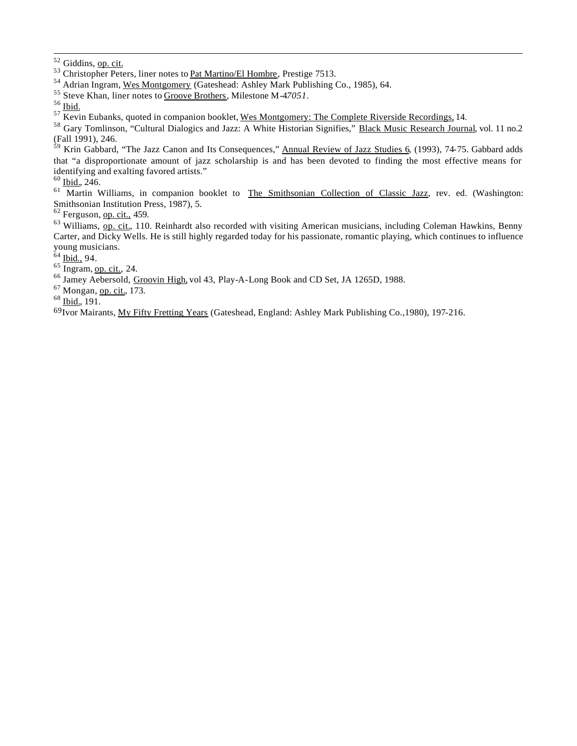[52] Giddins, op. cit.

[53] Christopher Peters, liner notes to Pat Martino/El Hombre, Prestige 7513.

[54] Adrian Ingram, Wes Montgomery (Gateshead: Ashley Mark Publishing Co., 1985), 64.

[55] Steve Khan, liner notes to Groove Brothers, Milestone M-47051.

[56] Ibid.

[57] Kevin Eubanks, quoted in companion booklet, Wes Montgomery: The Complete Riverside Recordings, 14.

[58] Gary Tomlinson, "Cultural Dialogics and Jazz: A White Historian Signifies," Black Music Research Journal, vol. 11 no.2 (Fall 1991), 246.

[59] Krin Gabbard, "The Jazz Canon and Its Consequences," Annual Review of Jazz Studies 6, (1993), 74-75. Gabbard adds that "a disproportionate amount of jazz scholarship is and has been devoted to finding the most effective means for identifying and exalting favored artists."

[60] Ibid., 246.

[61] Martin Williams, in companion booklet to The Smithsonian Collection of Classic Jazz, rev. ed. (Washington: Smithsonian Institution Press, 1987), 5.

[62] Ferguson, op. cit., 459.

[63] Williams, op. cit., 110. Reinhardt also recorded with visiting American musicians, including Coleman Hawkins, Benny Carter, and Dicky Wells. He is still highly regarded today for his passionate, romantic playing, which continues to influence young musicians.

[64] Ibid., 94.

[65] Ingram, op. cit., 24.

[66] Jamey Aebersold, Groovin High, vol 43, Play-A-Long Book and CD Set, JA 1265D, 1988.

[67] Mongan, op. cit., 173.

[68] Ibid., 191.

[69] Ivor Mairants, My Fifty Fretting Years (Gateshead, England: Ashley Mark Publishing Co.,1980), 197-216.